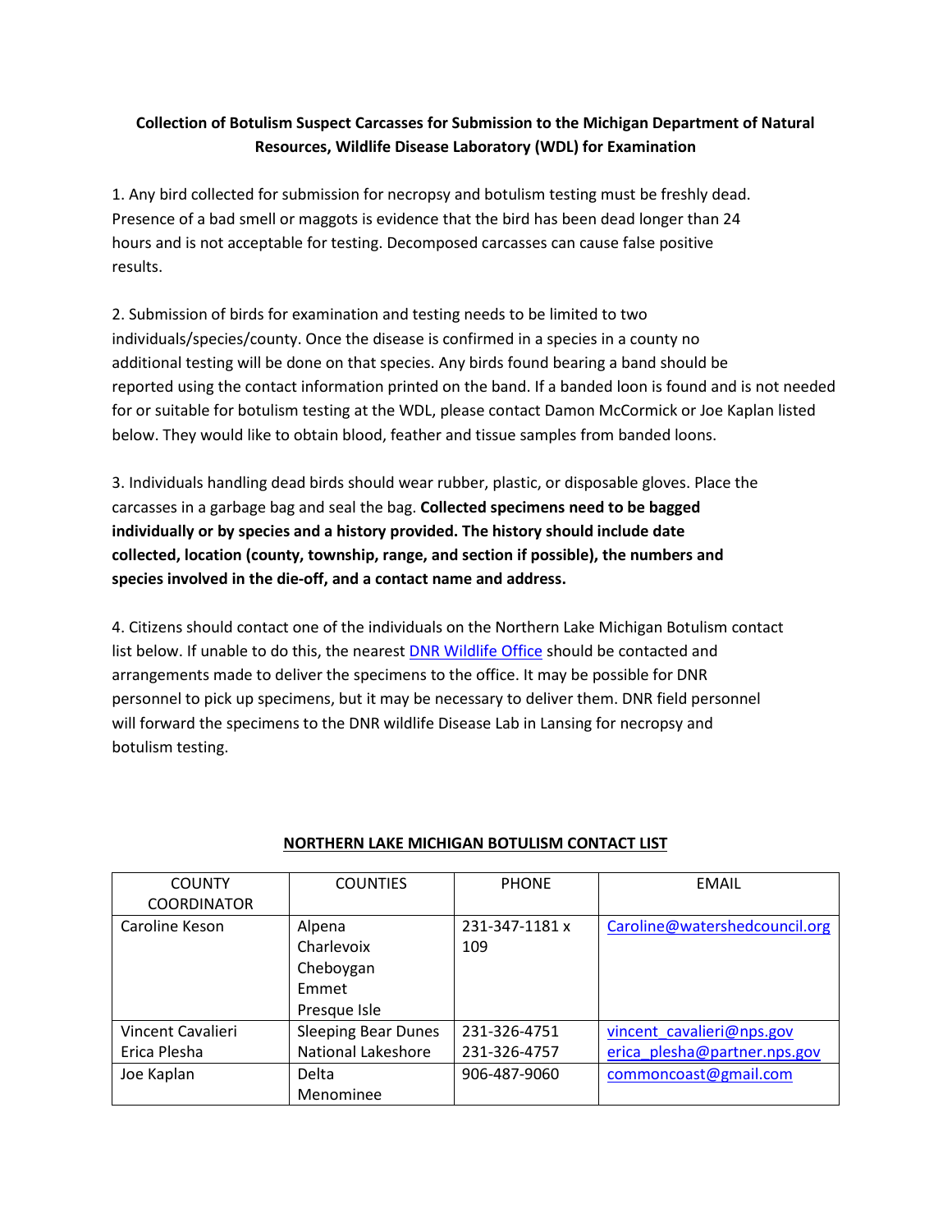# Collection of Botulism Suspect Carcasses for Submission to the Michigan Department of Natural Resources, Wildlife Disease Laboratory (WDL) for Examination

1. Any bird collected for submission for necropsy and botulism testing must be freshly dead. Presence of a bad smell or maggots is evidence that the bird has been dead longer than 24 hours and is not acceptable for testing. Decomposed carcasses can cause false positive results.

2. Submission of birds for examination and testing needs to be limited to two individuals/species/county. Once the disease is confirmed in a species in a county no additional testing will be done on that species. Any birds found bearing a band should be reported using the contact information printed on the band. If a banded loon is found and is not needed for or suitable for botulism testing at the WDL, please contact Damon McCormick or Joe Kaplan listed below. They would like to obtain blood, feather and tissue samples from banded loons.

3. Individuals handling dead birds should wear rubber, plastic, or disposable gloves. Place the carcasses in a garbage bag and seal the bag. **Collected specimens need to be bagged individually or by species and a history provided. The history should include date collected, location (county, township, range, and section if possible), the numbers and species involved in the die-off, and a contact name and address.**

4. Citizens should contact one of the individuals on the Northern Lake Michigan Botulism contact list below. If unable to do this, the nearest DNR Wildlife Office should be contacted and arrangements made to deliver the specimens to the office. It may be possible for DNR personnel to pick up specimens, but it may be necessary to deliver them. DNR field personnel will forward the specimens to the DNR wildlife Disease Lab in Lansing for necropsy and botulism testing.

## NORTHERN LAKE MICHIGAN BOTULISM CONTACT LIST

| COUNTY COORDINATOR | COUNTIES | PHONE | EMAIL |
|---|---|---|---|
| Caroline Keson | Alpena<br>Charlevoix<br>Cheboygan<br>Emmet<br>Presque Isle | 231-347-1181 x 109 | Caroline@watershedcouncil.org |
| Vincent Cavalieri<br>Erica Plesha | Sleeping Bear Dunes National Lakeshore | 231-326-4751<br>231-326-4757 | vincent_cavalieri@nps.gov<br>erica_plesha@partner.nps.gov |
| Joe Kaplan | Delta<br>Menominee | 906-487-9060 | commoncoast@gmail.com |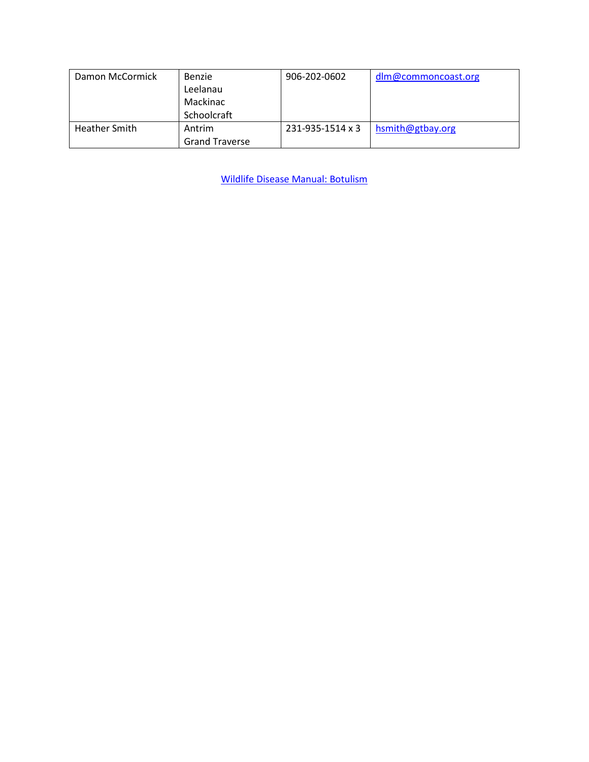| | | | |
|---|---|---|---|
| Damon McCormick | Benzie<br>Leelanau<br>Mackinac<br>Schoolcraft | 906-202-0602 | dlm@commoncoast.org |
| Heather Smith | Antrim<br>Grand Traverse | 231-935-1514 x 3 | hsmith@gtbay.org |

Wildlife Disease Manual: Botulism